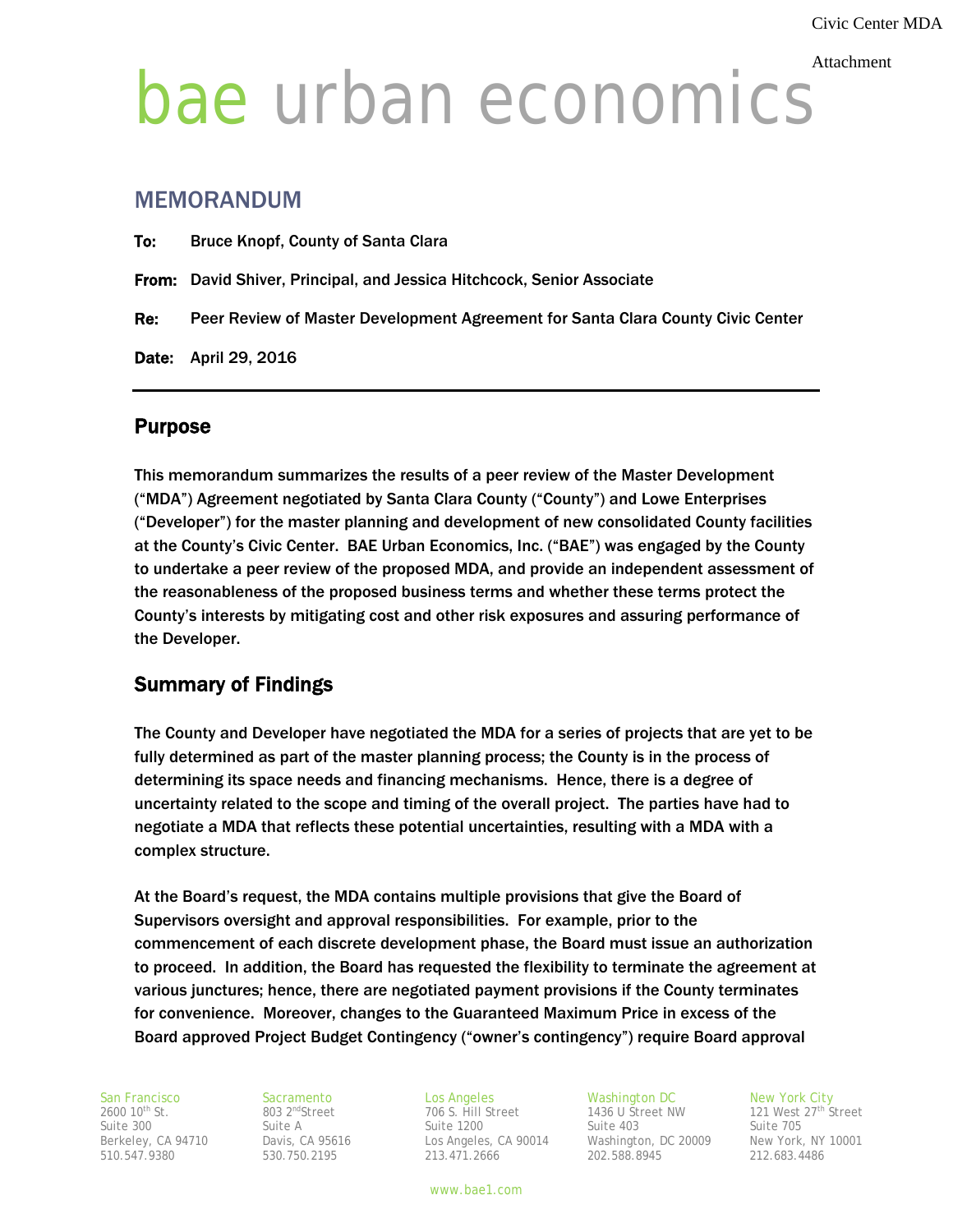Civic Center MDA

Attachment

bae urban economics

## MEMORANDUM

**To:** Bruce Knopf, County of Santa Clara

**From:** David Shiver, Principal, and Jessica Hitchcock, Senior Associate

**Re:** Peer Review of Master Development Agreement for Santa Clara County Civic Center

**Date:** April 29, 2016

## Purpose

This memorandum summarizes the results of a peer review of the Master Development ("MDA") Agreement negotiated by Santa Clara County ("County") and Lowe Enterprises ("Developer") for the master planning and development of new consolidated County facilities at the County's Civic Center. BAE Urban Economics, Inc. ("BAE") was engaged by the County to undertake a peer review of the proposed MDA, and provide an independent assessment of the reasonableness of the proposed business terms and whether these terms protect the County's interests by mitigating cost and other risk exposures and assuring performance of the Developer.

## Summary of Findings

The County and Developer have negotiated the MDA for a series of projects that are yet to be fully determined as part of the master planning process; the County is in the process of determining its space needs and financing mechanisms. Hence, there is a degree of uncertainty related to the scope and timing of the overall project. The parties have had to negotiate a MDA that reflects these potential uncertainties, resulting with a MDA with a complex structure.

At the Board's request, the MDA contains multiple provisions that give the Board of Supervisors oversight and approval responsibilities. For example, prior to the commencement of each discrete development phase, the Board must issue an authorization to proceed. In addition, the Board has requested the flexibility to terminate the agreement at various junctures; hence, there are negotiated payment provisions if the County terminates for convenience. Moreover, changes to the Guaranteed Maximum Price in excess of the Board approved Project Budget Contingency ("owner's contingency") require Board approval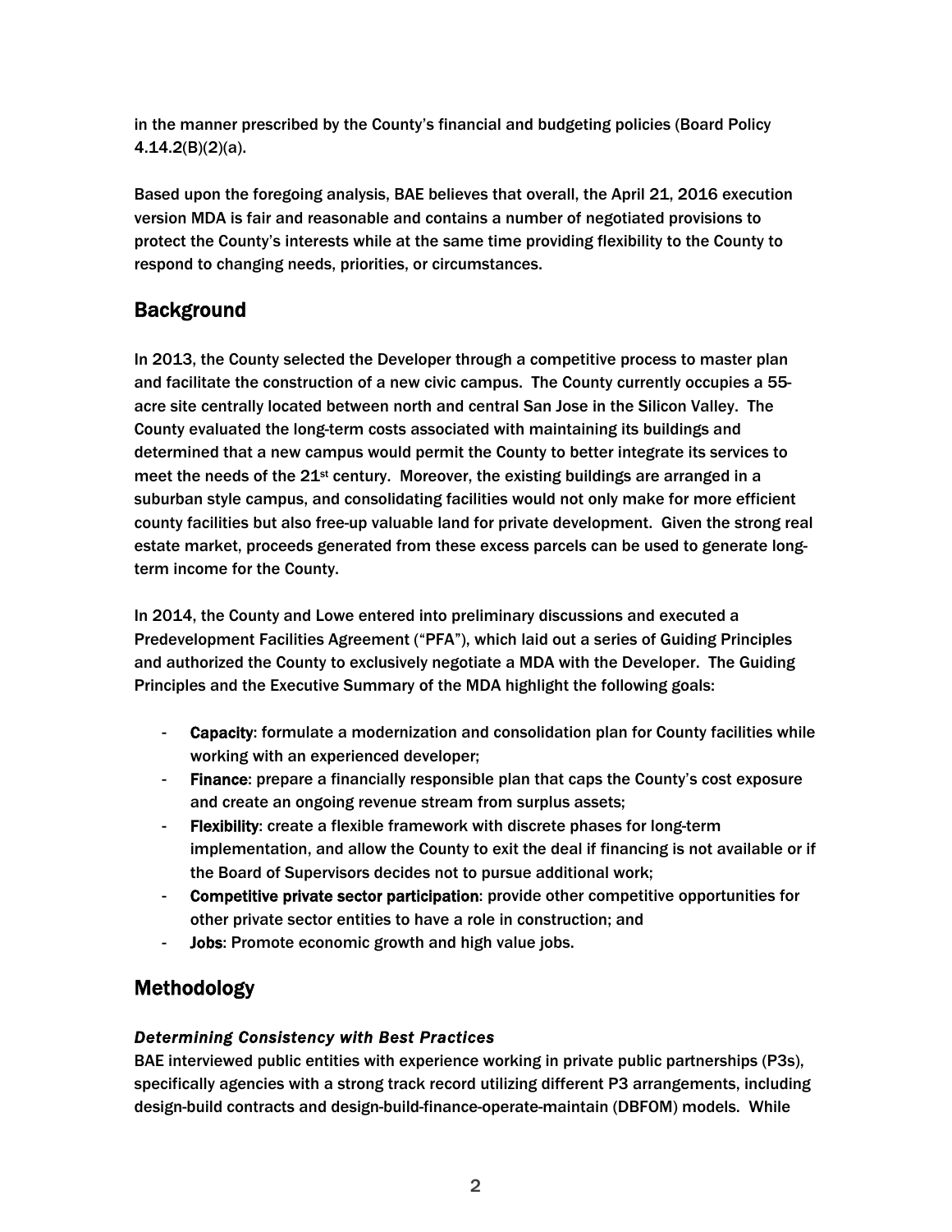in the manner prescribed by the County's financial and budgeting policies (Board Policy 4.14.2(B)(2)(a).

Based upon the foregoing analysis, BAE believes that overall, the April 21, 2016 execution version MDA is fair and reasonable and contains a number of negotiated provisions to protect the County's interests while at the same time providing flexibility to the County to respond to changing needs, priorities, or circumstances.

## Background

In 2013, the County selected the Developer through a competitive process to master plan and facilitate the construction of a new civic campus. The County currently occupies a 55-acre site centrally located between north and central San Jose in the Silicon Valley. The County evaluated the long-term costs associated with maintaining its buildings and determined that a new campus would permit the County to better integrate its services to meet the needs of the 21st century. Moreover, the existing buildings are arranged in a suburban style campus, and consolidating facilities would not only make for more efficient county facilities but also free-up valuable land for private development. Given the strong real estate market, proceeds generated from these excess parcels can be used to generate long-term income for the County.

In 2014, the County and Lowe entered into preliminary discussions and executed a Predevelopment Facilities Agreement ("PFA"), which laid out a series of Guiding Principles and authorized the County to exclusively negotiate a MDA with the Developer. The Guiding Principles and the Executive Summary of the MDA highlight the following goals:

- **Capacity**: formulate a modernization and consolidation plan for County facilities while working with an experienced developer;
- **Finance**: prepare a financially responsible plan that caps the County's cost exposure and create an ongoing revenue stream from surplus assets;
- **Flexibility**: create a flexible framework with discrete phases for long-term implementation, and allow the County to exit the deal if financing is not available or if the Board of Supervisors decides not to pursue additional work;
- **Competitive private sector participation**: provide other competitive opportunities for other private sector entities to have a role in construction; and
- **Jobs**: Promote economic growth and high value jobs.

## Methodology

### *Determining Consistency with Best Practices*

BAE interviewed public entities with experience working in private public partnerships (P3s), specifically agencies with a strong track record utilizing different P3 arrangements, including design-build contracts and design-build-finance-operate-maintain (DBFOM) models. While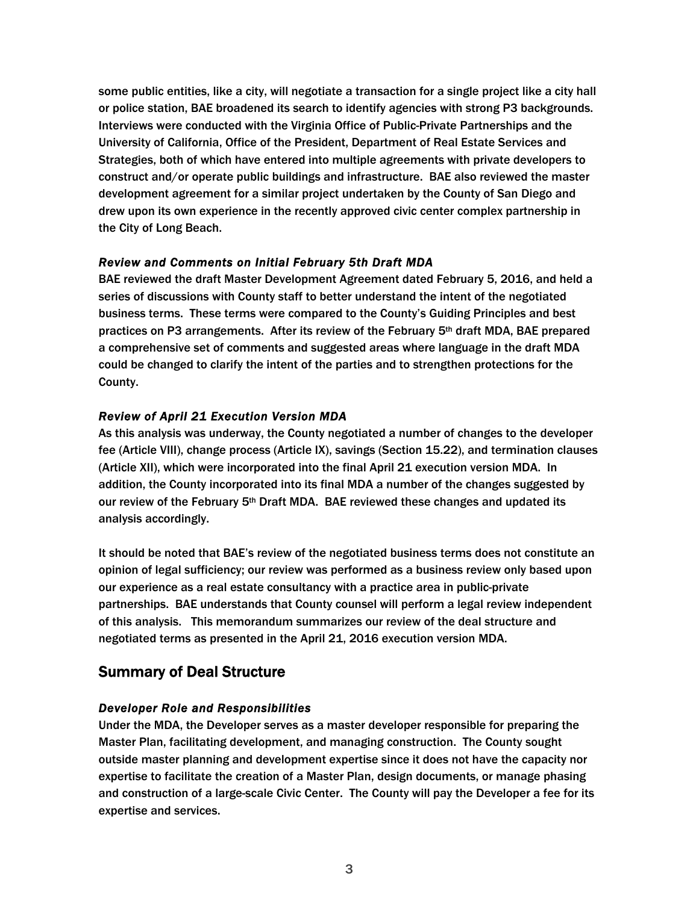some public entities, like a city, will negotiate a transaction for a single project like a city hall or police station, BAE broadened its search to identify agencies with strong P3 backgrounds. Interviews were conducted with the Virginia Office of Public-Private Partnerships and the University of California, Office of the President, Department of Real Estate Services and Strategies, both of which have entered into multiple agreements with private developers to construct and/or operate public buildings and infrastructure. BAE also reviewed the master development agreement for a similar project undertaken by the County of San Diego and drew upon its own experience in the recently approved civic center complex partnership in the City of Long Beach.

### *Review and Comments on Initial February 5th Draft MDA*

BAE reviewed the draft Master Development Agreement dated February 5, 2016, and held a series of discussions with County staff to better understand the intent of the negotiated business terms. These terms were compared to the County's Guiding Principles and best practices on P3 arrangements. After its review of the February 5th draft MDA, BAE prepared a comprehensive set of comments and suggested areas where language in the draft MDA could be changed to clarify the intent of the parties and to strengthen protections for the County.

### *Review of April 21 Execution Version MDA*

As this analysis was underway, the County negotiated a number of changes to the developer fee (Article VIII), change process (Article IX), savings (Section 15.22), and termination clauses (Article XII), which were incorporated into the final April 21 execution version MDA. In addition, the County incorporated into its final MDA a number of the changes suggested by our review of the February 5th Draft MDA. BAE reviewed these changes and updated its analysis accordingly.

It should be noted that BAE's review of the negotiated business terms does not constitute an opinion of legal sufficiency; our review was performed as a business review only based upon our experience as a real estate consultancy with a practice area in public-private partnerships. BAE understands that County counsel will perform a legal review independent of this analysis. This memorandum summarizes our review of the deal structure and negotiated terms as presented in the April 21, 2016 execution version MDA.

## Summary of Deal Structure

### *Developer Role and Responsibilities*

Under the MDA, the Developer serves as a master developer responsible for preparing the Master Plan, facilitating development, and managing construction. The County sought outside master planning and development expertise since it does not have the capacity nor expertise to facilitate the creation of a Master Plan, design documents, or manage phasing and construction of a large-scale Civic Center. The County will pay the Developer a fee for its expertise and services.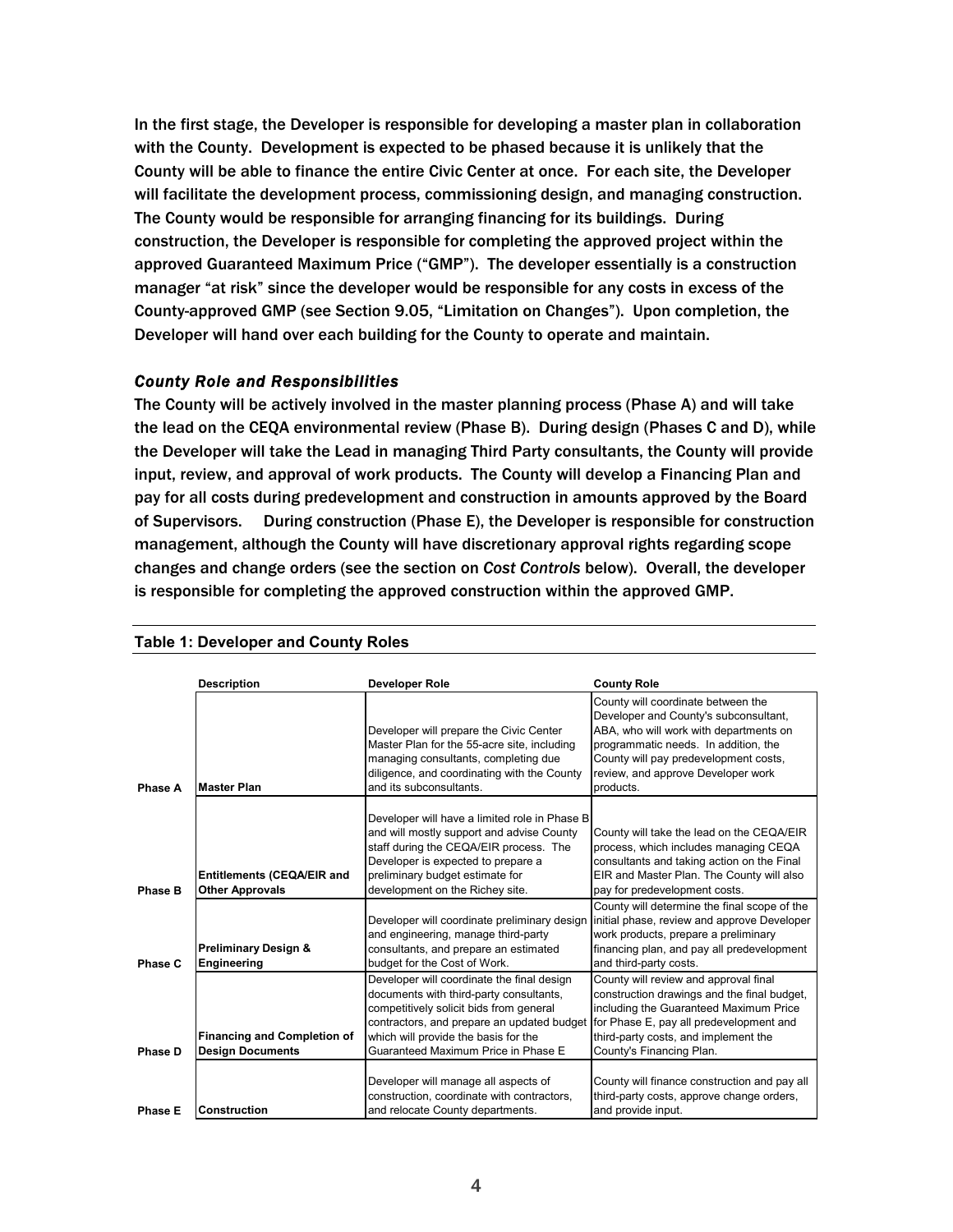In the first stage, the Developer is responsible for developing a master plan in collaboration with the County. Development is expected to be phased because it is unlikely that the County will be able to finance the entire Civic Center at once. For each site, the Developer will facilitate the development process, commissioning design, and managing construction. The County would be responsible for arranging financing for its buildings. During construction, the Developer is responsible for completing the approved project within the approved Guaranteed Maximum Price ("GMP"). The developer essentially is a construction manager "at risk" since the developer would be responsible for any costs in excess of the County-approved GMP (see Section 9.05, "Limitation on Changes"). Upon completion, the Developer will hand over each building for the County to operate and maintain.

### *County Role and Responsibilities*

The County will be actively involved in the master planning process (Phase A) and will take the lead on the CEQA environmental review (Phase B). During design (Phases C and D), while the Developer will take the Lead in managing Third Party consultants, the County will provide input, review, and approval of work products. The County will develop a Financing Plan and pay for all costs during predevelopment and construction in amounts approved by the Board of Supervisors. During construction (Phase E), the Developer is responsible for construction management, although the County will have discretionary approval rights regarding scope changes and change orders (see the section on *Cost Controls* below). Overall, the developer is responsible for completing the approved construction within the approved GMP.

**Table 1: Developer and County Roles**

| | Description | Developer Role | County Role |
|---|---|---|---|
| Phase A | Master Plan | Developer will prepare the Civic Center Master Plan for the 55-acre site, including managing consultants, completing due diligence, and coordinating with the County and its subconsultants. | County will coordinate between the Developer and County's subconsultant, ABA, who will work with departments on programmatic needs. In addition, the County will pay predevelopment costs, review, and approve Developer work products. |
| Phase B | Entitlements (CEQA/EIR and Other Approvals | Developer will have a limited role in Phase B and will mostly support and advise County staff during the CEQA/EIR process. The Developer is expected to prepare a preliminary budget estimate for development on the Richey site. | County will take the lead on the CEQA/EIR process, which includes managing CEQA consultants and taking action on the Final EIR and Master Plan. The County will also pay for predevelopment costs. |
| Phase C | Preliminary Design & Engineering | Developer will coordinate preliminary design and engineering, manage third-party consultants, and prepare an estimated budget for the Cost of Work. | County will determine the final scope of the initial phase, review and approve Developer work products, prepare a preliminary financing plan, and pay all predevelopment and third-party costs. |
| Phase D | Financing and Completion of Design Documents | Developer will coordinate the final design documents with third-party consultants, competitively solicit bids from general contractors, and prepare an updated budget which will provide the basis for the Guaranteed Maximum Price in Phase E | County will review and approval final construction drawings and the final budget, including the Guaranteed Maximum Price for Phase E, pay all predevelopment and third-party costs, and implement the County's Financing Plan. |
| Phase E | Construction | Developer will manage all aspects of construction, coordinate with contractors, and relocate County departments. | County will finance construction and pay all third-party costs, approve change orders, and provide input. |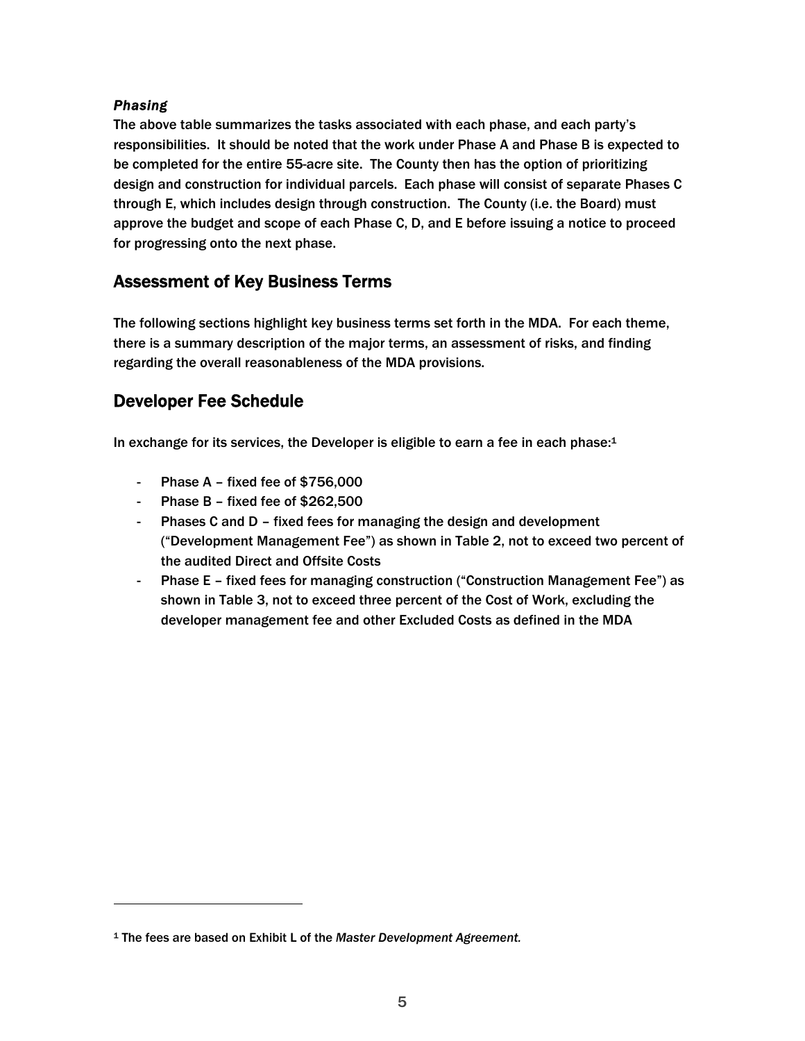### *Phasing*

The above table summarizes the tasks associated with each phase, and each party's responsibilities. It should be noted that the work under Phase A and Phase B is expected to be completed for the entire 55-acre site. The County then has the option of prioritizing design and construction for individual parcels. Each phase will consist of separate Phases C through E, which includes design through construction. The County (i.e. the Board) must approve the budget and scope of each Phase C, D, and E before issuing a notice to proceed for progressing onto the next phase.

## Assessment of Key Business Terms

The following sections highlight key business terms set forth in the MDA. For each theme, there is a summary description of the major terms, an assessment of risks, and finding regarding the overall reasonableness of the MDA provisions.

## Developer Fee Schedule

In exchange for its services, the Developer is eligible to earn a fee in each phase:[1]

- Phase A – fixed fee of $756,000
- Phase B – fixed fee of $262,500
- Phases C and D – fixed fees for managing the design and development ("Development Management Fee") as shown in Table 2, not to exceed two percent of the audited Direct and Offsite Costs
- Phase E – fixed fees for managing construction ("Construction Management Fee") as shown in Table 3, not to exceed three percent of the Cost of Work, excluding the developer management fee and other Excluded Costs as defined in the MDA

---

[1] The fees are based on Exhibit L of the *Master Development Agreement*.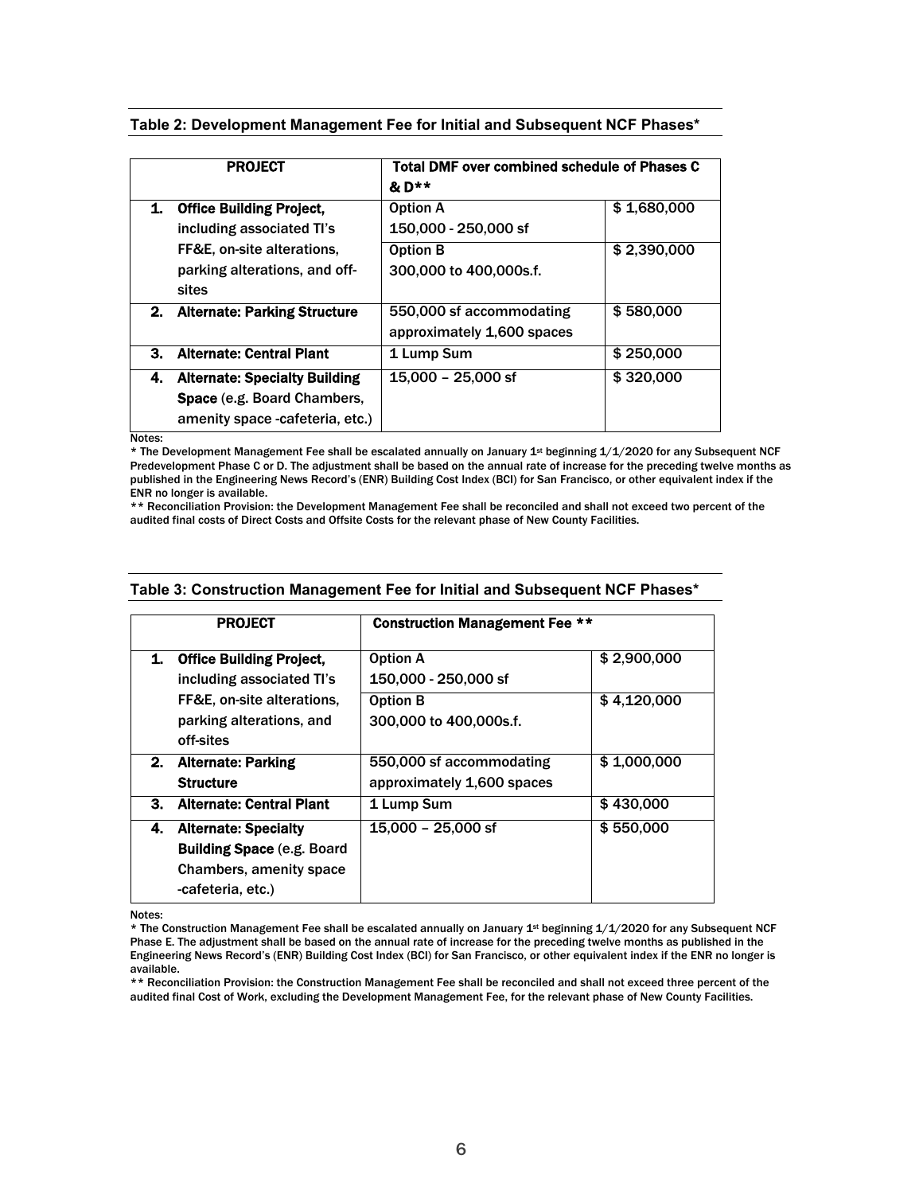**Table 2: Development Management Fee for Initial and Subsequent NCF Phases***

| PROJECT | Total DMF over combined schedule of Phases C & D** | |
|---|---|---|
| 1. **Office Building Project,** including associated TI's FF&E, on-site alterations, parking alterations, and off-sites | Option A<br>150,000 - 250,000 sf | $ 1,680,000 |
| | Option B<br>300,000 to 400,000s.f. | $ 2,390,000 |
| 2. **Alternate: Parking Structure** | 550,000 sf accommodating approximately 1,600 spaces | $ 580,000 |
| 3. **Alternate: Central Plant** | 1 Lump Sum | $ 250,000 |
| 4. **Alternate: Specialty Building Space** (e.g. Board Chambers, amenity space -cafeteria, etc.) | 15,000 – 25,000 sf | $ 320,000 |

Notes:

* The Development Management Fee shall be escalated annually on January 1st beginning 1/1/2020 for any Subsequent NCF Predevelopment Phase C or D. The adjustment shall be based on the annual rate of increase for the preceding twelve months as published in the Engineering News Record's (ENR) Building Cost Index (BCI) for San Francisco, or other equivalent index if the ENR no longer is available.

** Reconciliation Provision: the Development Management Fee shall be reconciled and shall not exceed two percent of the audited final costs of Direct Costs and Offsite Costs for the relevant phase of New County Facilities.

**Table 3: Construction Management Fee for Initial and Subsequent NCF Phases***

| PROJECT | Construction Management Fee ** | |
|---|---|---|
| 1. **Office Building Project,** including associated TI's FF&E, on-site alterations, parking alterations, and off-sites | Option A<br>150,000 - 250,000 sf | $ 2,900,000 |
| | Option B<br>300,000 to 400,000s.f. | $ 4,120,000 |
| 2. **Alternate: Parking Structure** | 550,000 sf accommodating approximately 1,600 spaces | $ 1,000,000 |
| 3. **Alternate: Central Plant** | 1 Lump Sum | $ 430,000 |
| 4. **Alternate: Specialty Building Space** (e.g. Board Chambers, amenity space -cafeteria, etc.) | 15,000 – 25,000 sf | $ 550,000 |

Notes:

* The Construction Management Fee shall be escalated annually on January 1st beginning 1/1/2020 for any Subsequent NCF Phase E. The adjustment shall be based on the annual rate of increase for the preceding twelve months as published in the Engineering News Record's (ENR) Building Cost Index (BCI) for San Francisco, or other equivalent index if the ENR no longer is available.

** Reconciliation Provision: the Construction Management Fee shall be reconciled and shall not exceed three percent of the audited final Cost of Work, excluding the Development Management Fee, for the relevant phase of New County Facilities.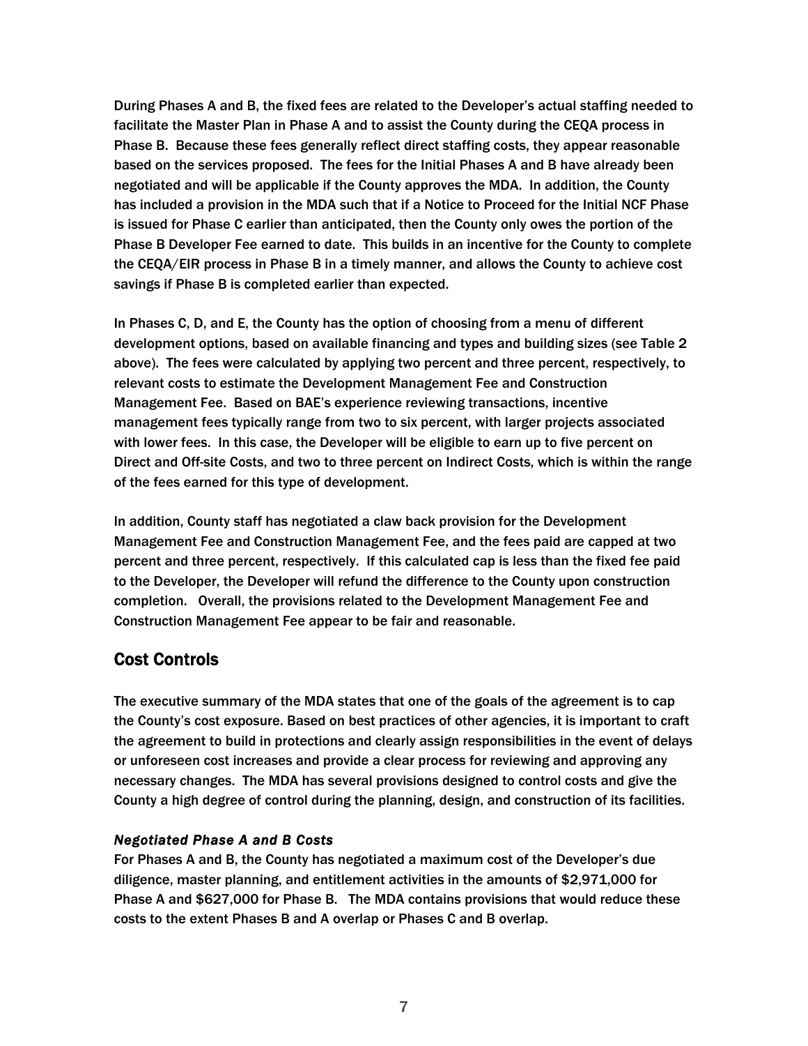During Phases A and B, the fixed fees are related to the Developer's actual staffing needed to facilitate the Master Plan in Phase A and to assist the County during the CEQA process in Phase B. Because these fees generally reflect direct staffing costs, they appear reasonable based on the services proposed. The fees for the Initial Phases A and B have already been negotiated and will be applicable if the County approves the MDA. In addition, the County has included a provision in the MDA such that if a Notice to Proceed for the Initial NCF Phase is issued for Phase C earlier than anticipated, then the County only owes the portion of the Phase B Developer Fee earned to date. This builds in an incentive for the County to complete the CEQA/EIR process in Phase B in a timely manner, and allows the County to achieve cost savings if Phase B is completed earlier than expected.

In Phases C, D, and E, the County has the option of choosing from a menu of different development options, based on available financing and types and building sizes (see Table 2 above). The fees were calculated by applying two percent and three percent, respectively, to relevant costs to estimate the Development Management Fee and Construction Management Fee. Based on BAE's experience reviewing transactions, incentive management fees typically range from two to six percent, with larger projects associated with lower fees. In this case, the Developer will be eligible to earn up to five percent on Direct and Off-site Costs, and two to three percent on Indirect Costs, which is within the range of the fees earned for this type of development.

In addition, County staff has negotiated a claw back provision for the Development Management Fee and Construction Management Fee, and the fees paid are capped at two percent and three percent, respectively. If this calculated cap is less than the fixed fee paid to the Developer, the Developer will refund the difference to the County upon construction completion. Overall, the provisions related to the Development Management Fee and Construction Management Fee appear to be fair and reasonable.

## Cost Controls

The executive summary of the MDA states that one of the goals of the agreement is to cap the County's cost exposure. Based on best practices of other agencies, it is important to craft the agreement to build in protections and clearly assign responsibilities in the event of delays or unforeseen cost increases and provide a clear process for reviewing and approving any necessary changes. The MDA has several provisions designed to control costs and give the County a high degree of control during the planning, design, and construction of its facilities.

### *Negotiated Phase A and B Costs*

For Phases A and B, the County has negotiated a maximum cost of the Developer's due diligence, master planning, and entitlement activities in the amounts of $2,971,000 for Phase A and $627,000 for Phase B. The MDA contains provisions that would reduce these costs to the extent Phases B and A overlap or Phases C and B overlap.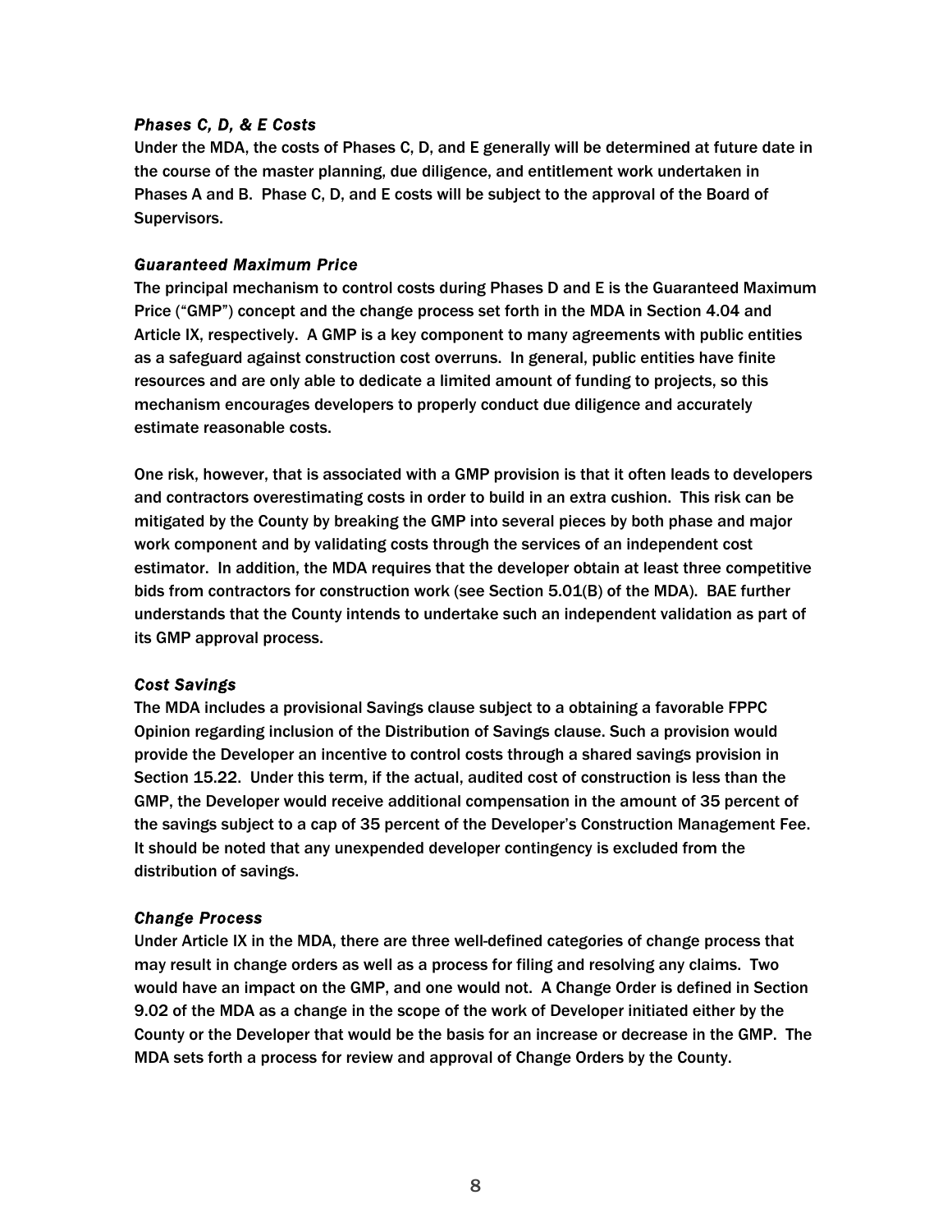### *Phases C, D, & E Costs*

Under the MDA, the costs of Phases C, D, and E generally will be determined at future date in the course of the master planning, due diligence, and entitlement work undertaken in Phases A and B. Phase C, D, and E costs will be subject to the approval of the Board of Supervisors.

### *Guaranteed Maximum Price*

The principal mechanism to control costs during Phases D and E is the Guaranteed Maximum Price ("GMP") concept and the change process set forth in the MDA in Section 4.04 and Article IX, respectively. A GMP is a key component to many agreements with public entities as a safeguard against construction cost overruns. In general, public entities have finite resources and are only able to dedicate a limited amount of funding to projects, so this mechanism encourages developers to properly conduct due diligence and accurately estimate reasonable costs.

One risk, however, that is associated with a GMP provision is that it often leads to developers and contractors overestimating costs in order to build in an extra cushion. This risk can be mitigated by the County by breaking the GMP into several pieces by both phase and major work component and by validating costs through the services of an independent cost estimator. In addition, the MDA requires that the developer obtain at least three competitive bids from contractors for construction work (see Section 5.01(B) of the MDA). BAE further understands that the County intends to undertake such an independent validation as part of its GMP approval process.

### *Cost Savings*

The MDA includes a provisional Savings clause subject to a obtaining a favorable FPPC Opinion regarding inclusion of the Distribution of Savings clause. Such a provision would provide the Developer an incentive to control costs through a shared savings provision in Section 15.22. Under this term, if the actual, audited cost of construction is less than the GMP, the Developer would receive additional compensation in the amount of 35 percent of the savings subject to a cap of 35 percent of the Developer's Construction Management Fee. It should be noted that any unexpended developer contingency is excluded from the distribution of savings.

### *Change Process*

Under Article IX in the MDA, there are three well-defined categories of change process that may result in change orders as well as a process for filing and resolving any claims. Two would have an impact on the GMP, and one would not. A Change Order is defined in Section 9.02 of the MDA as a change in the scope of the work of Developer initiated either by the County or the Developer that would be the basis for an increase or decrease in the GMP. The MDA sets forth a process for review and approval of Change Orders by the County.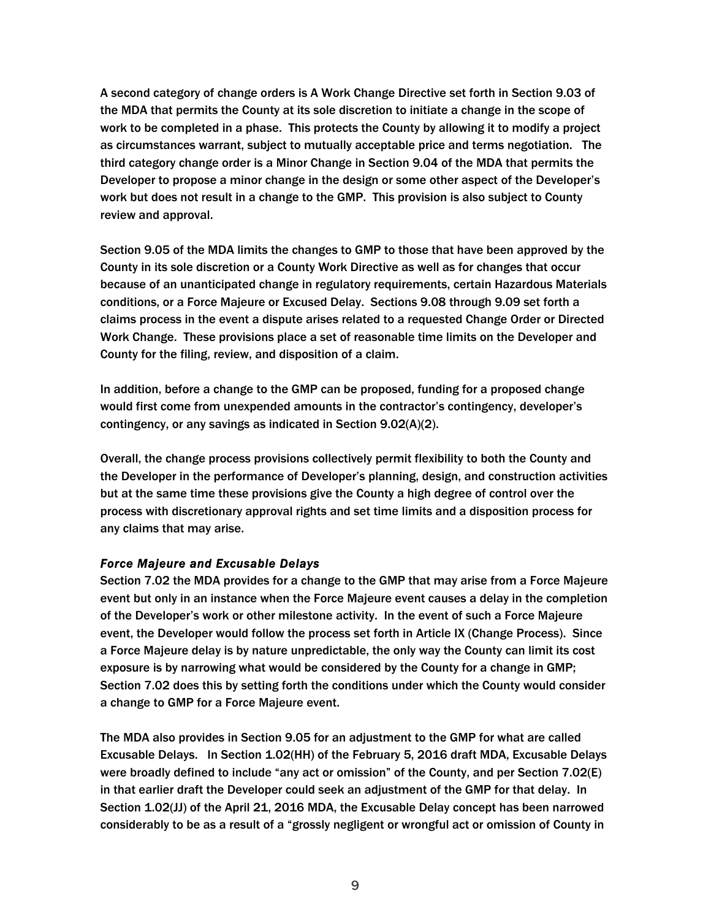A second category of change orders is A Work Change Directive set forth in Section 9.03 of the MDA that permits the County at its sole discretion to initiate a change in the scope of work to be completed in a phase. This protects the County by allowing it to modify a project as circumstances warrant, subject to mutually acceptable price and terms negotiation. The third category change order is a Minor Change in Section 9.04 of the MDA that permits the Developer to propose a minor change in the design or some other aspect of the Developer's work but does not result in a change to the GMP. This provision is also subject to County review and approval.

Section 9.05 of the MDA limits the changes to GMP to those that have been approved by the County in its sole discretion or a County Work Directive as well as for changes that occur because of an unanticipated change in regulatory requirements, certain Hazardous Materials conditions, or a Force Majeure or Excused Delay. Sections 9.08 through 9.09 set forth a claims process in the event a dispute arises related to a requested Change Order or Directed Work Change. These provisions place a set of reasonable time limits on the Developer and County for the filing, review, and disposition of a claim.

In addition, before a change to the GMP can be proposed, funding for a proposed change would first come from unexpended amounts in the contractor's contingency, developer's contingency, or any savings as indicated in Section 9.02(A)(2).

Overall, the change process provisions collectively permit flexibility to both the County and the Developer in the performance of Developer's planning, design, and construction activities but at the same time these provisions give the County a high degree of control over the process with discretionary approval rights and set time limits and a disposition process for any claims that may arise.

### *Force Majeure and Excusable Delays*

Section 7.02 the MDA provides for a change to the GMP that may arise from a Force Majeure event but only in an instance when the Force Majeure event causes a delay in the completion of the Developer's work or other milestone activity. In the event of such a Force Majeure event, the Developer would follow the process set forth in Article IX (Change Process). Since a Force Majeure delay is by nature unpredictable, the only way the County can limit its cost exposure is by narrowing what would be considered by the County for a change in GMP; Section 7.02 does this by setting forth the conditions under which the County would consider a change to GMP for a Force Majeure event.

The MDA also provides in Section 9.05 for an adjustment to the GMP for what are called Excusable Delays. In Section 1.02(HH) of the February 5, 2016 draft MDA, Excusable Delays were broadly defined to include "any act or omission" of the County, and per Section 7.02(E) in that earlier draft the Developer could seek an adjustment of the GMP for that delay. In Section 1.02(JJ) of the April 21, 2016 MDA, the Excusable Delay concept has been narrowed considerably to be as a result of a "grossly negligent or wrongful act or omission of County in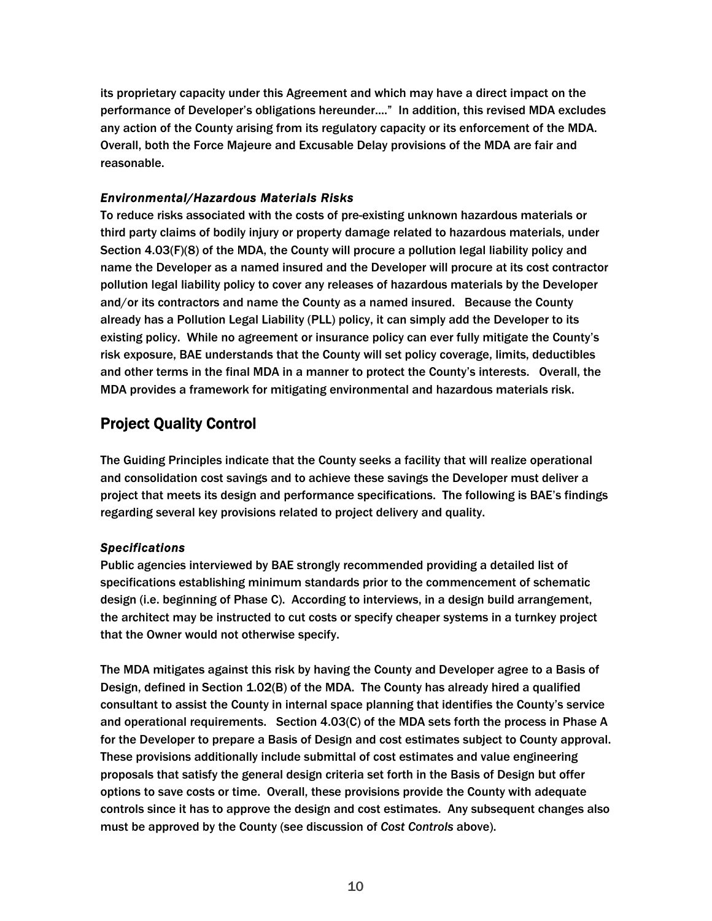its proprietary capacity under this Agreement and which may have a direct impact on the performance of Developer's obligations hereunder…." In addition, this revised MDA excludes any action of the County arising from its regulatory capacity or its enforcement of the MDA. Overall, both the Force Majeure and Excusable Delay provisions of the MDA are fair and reasonable.

### *Environmental/Hazardous Materials Risks*

To reduce risks associated with the costs of pre-existing unknown hazardous materials or third party claims of bodily injury or property damage related to hazardous materials, under Section 4.03(F)(8) of the MDA, the County will procure a pollution legal liability policy and name the Developer as a named insured and the Developer will procure at its cost contractor pollution legal liability policy to cover any releases of hazardous materials by the Developer and/or its contractors and name the County as a named insured. Because the County already has a Pollution Legal Liability (PLL) policy, it can simply add the Developer to its existing policy. While no agreement or insurance policy can ever fully mitigate the County's risk exposure, BAE understands that the County will set policy coverage, limits, deductibles and other terms in the final MDA in a manner to protect the County's interests. Overall, the MDA provides a framework for mitigating environmental and hazardous materials risk.

## Project Quality Control

The Guiding Principles indicate that the County seeks a facility that will realize operational and consolidation cost savings and to achieve these savings the Developer must deliver a project that meets its design and performance specifications. The following is BAE's findings regarding several key provisions related to project delivery and quality.

### *Specifications*

Public agencies interviewed by BAE strongly recommended providing a detailed list of specifications establishing minimum standards prior to the commencement of schematic design (i.e. beginning of Phase C). According to interviews, in a design build arrangement, the architect may be instructed to cut costs or specify cheaper systems in a turnkey project that the Owner would not otherwise specify.

The MDA mitigates against this risk by having the County and Developer agree to a Basis of Design, defined in Section 1.02(B) of the MDA. The County has already hired a qualified consultant to assist the County in internal space planning that identifies the County's service and operational requirements. Section 4.03(C) of the MDA sets forth the process in Phase A for the Developer to prepare a Basis of Design and cost estimates subject to County approval. These provisions additionally include submittal of cost estimates and value engineering proposals that satisfy the general design criteria set forth in the Basis of Design but offer options to save costs or time. Overall, these provisions provide the County with adequate controls since it has to approve the design and cost estimates. Any subsequent changes also must be approved by the County (see discussion of *Cost Controls* above).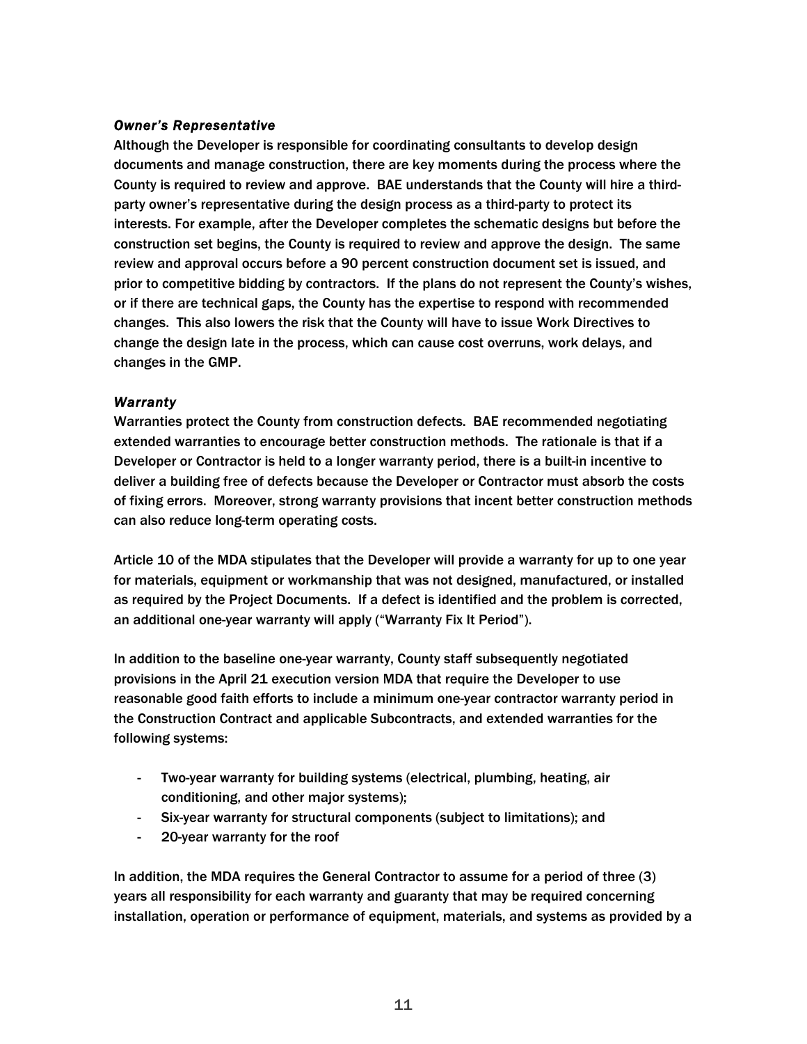### *Owner's Representative*

Although the Developer is responsible for coordinating consultants to develop design documents and manage construction, there are key moments during the process where the County is required to review and approve. BAE understands that the County will hire a third-party owner's representative during the design process as a third-party to protect its interests. For example, after the Developer completes the schematic designs but before the construction set begins, the County is required to review and approve the design. The same review and approval occurs before a 90 percent construction document set is issued, and prior to competitive bidding by contractors. If the plans do not represent the County's wishes, or if there are technical gaps, the County has the expertise to respond with recommended changes. This also lowers the risk that the County will have to issue Work Directives to change the design late in the process, which can cause cost overruns, work delays, and changes in the GMP.

### *Warranty*

Warranties protect the County from construction defects. BAE recommended negotiating extended warranties to encourage better construction methods. The rationale is that if a Developer or Contractor is held to a longer warranty period, there is a built-in incentive to deliver a building free of defects because the Developer or Contractor must absorb the costs of fixing errors. Moreover, strong warranty provisions that incent better construction methods can also reduce long-term operating costs.

Article 10 of the MDA stipulates that the Developer will provide a warranty for up to one year for materials, equipment or workmanship that was not designed, manufactured, or installed as required by the Project Documents. If a defect is identified and the problem is corrected, an additional one-year warranty will apply ("Warranty Fix It Period").

In addition to the baseline one-year warranty, County staff subsequently negotiated provisions in the April 21 execution version MDA that require the Developer to use reasonable good faith efforts to include a minimum one-year contractor warranty period in the Construction Contract and applicable Subcontracts, and extended warranties for the following systems:

- Two-year warranty for building systems (electrical, plumbing, heating, air conditioning, and other major systems);
- Six-year warranty for structural components (subject to limitations); and
- 20-year warranty for the roof

In addition, the MDA requires the General Contractor to assume for a period of three (3) years all responsibility for each warranty and guaranty that may be required concerning installation, operation or performance of equipment, materials, and systems as provided by a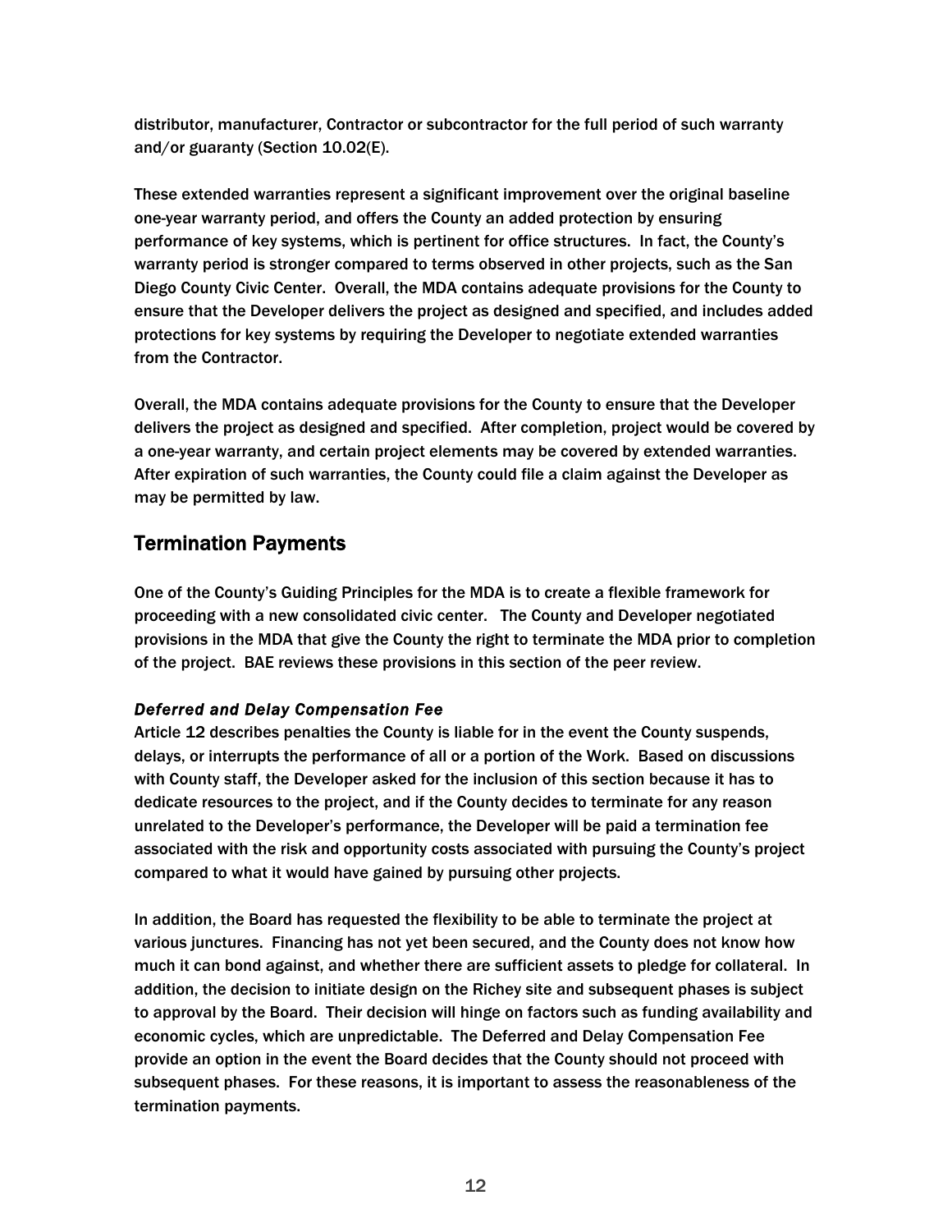distributor, manufacturer, Contractor or subcontractor for the full period of such warranty and/or guaranty (Section 10.02(E).

These extended warranties represent a significant improvement over the original baseline one-year warranty period, and offers the County an added protection by ensuring performance of key systems, which is pertinent for office structures. In fact, the County's warranty period is stronger compared to terms observed in other projects, such as the San Diego County Civic Center. Overall, the MDA contains adequate provisions for the County to ensure that the Developer delivers the project as designed and specified, and includes added protections for key systems by requiring the Developer to negotiate extended warranties from the Contractor.

Overall, the MDA contains adequate provisions for the County to ensure that the Developer delivers the project as designed and specified. After completion, project would be covered by a one-year warranty, and certain project elements may be covered by extended warranties. After expiration of such warranties, the County could file a claim against the Developer as may be permitted by law.

## Termination Payments

One of the County's Guiding Principles for the MDA is to create a flexible framework for proceeding with a new consolidated civic center. The County and Developer negotiated provisions in the MDA that give the County the right to terminate the MDA prior to completion of the project. BAE reviews these provisions in this section of the peer review.

### *Deferred and Delay Compensation Fee*

Article 12 describes penalties the County is liable for in the event the County suspends, delays, or interrupts the performance of all or a portion of the Work. Based on discussions with County staff, the Developer asked for the inclusion of this section because it has to dedicate resources to the project, and if the County decides to terminate for any reason unrelated to the Developer's performance, the Developer will be paid a termination fee associated with the risk and opportunity costs associated with pursuing the County's project compared to what it would have gained by pursuing other projects.

In addition, the Board has requested the flexibility to be able to terminate the project at various junctures. Financing has not yet been secured, and the County does not know how much it can bond against, and whether there are sufficient assets to pledge for collateral. In addition, the decision to initiate design on the Richey site and subsequent phases is subject to approval by the Board. Their decision will hinge on factors such as funding availability and economic cycles, which are unpredictable. The Deferred and Delay Compensation Fee provide an option in the event the Board decides that the County should not proceed with subsequent phases. For these reasons, it is important to assess the reasonableness of the termination payments.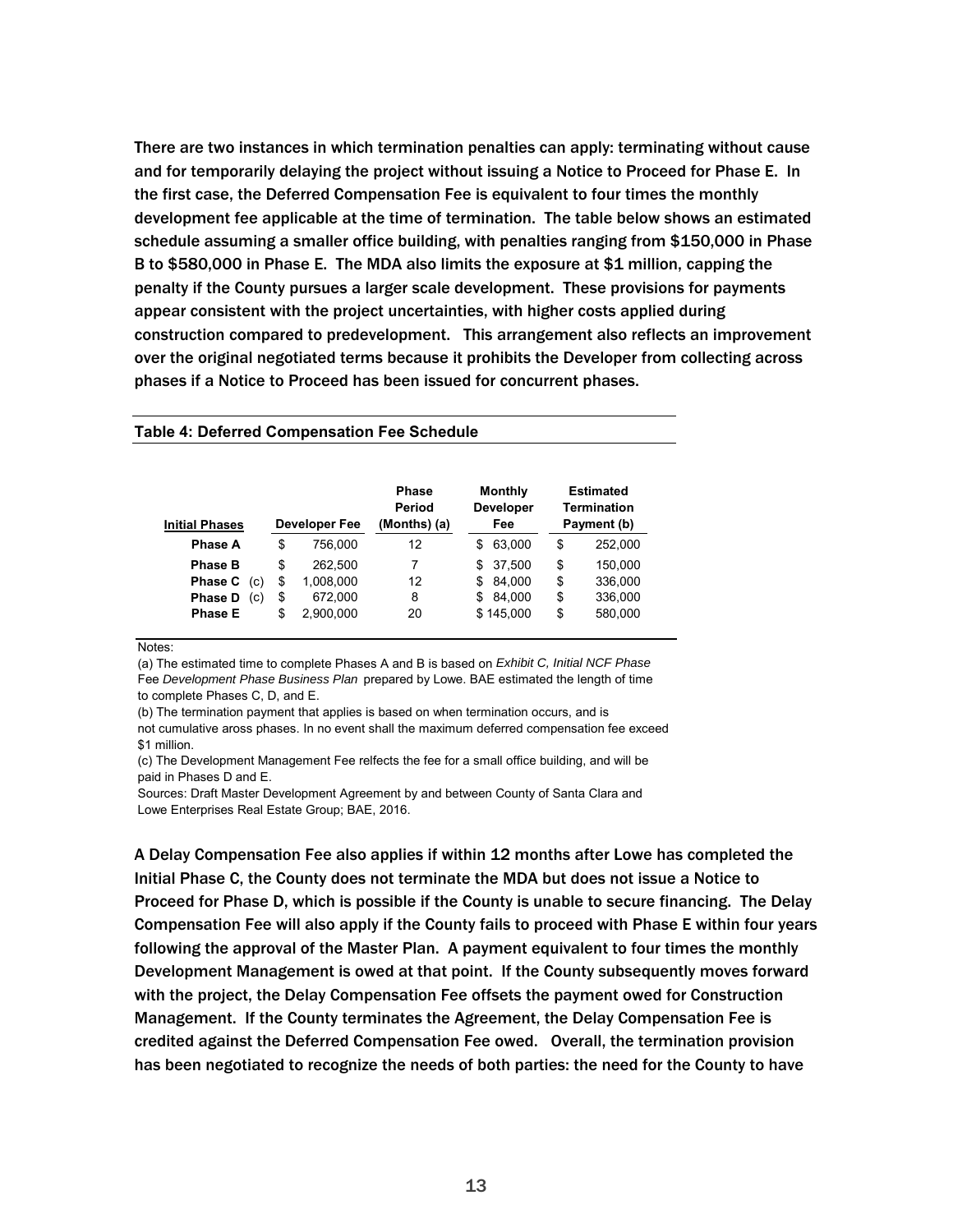There are two instances in which termination penalties can apply: terminating without cause and for temporarily delaying the project without issuing a Notice to Proceed for Phase E. In the first case, the Deferred Compensation Fee is equivalent to four times the monthly development fee applicable at the time of termination. The table below shows an estimated schedule assuming a smaller office building, with penalties ranging from $150,000 in Phase B to $580,000 in Phase E. The MDA also limits the exposure at $1 million, capping the penalty if the County pursues a larger scale development. These provisions for payments appear consistent with the project uncertainties, with higher costs applied during construction compared to predevelopment. This arrangement also reflects an improvement over the original negotiated terms because it prohibits the Developer from collecting across phases if a Notice to Proceed has been issued for concurrent phases.

**Table 4: Deferred Compensation Fee Schedule**

| Initial Phases | Developer Fee | Phase Period (Months) (a) | Monthly Developer Fee | Estimated Termination Payment (b) |
|---|---|---|---|---|
| **Phase A** | $ 756,000 | 12 | $ 63,000 | $ 252,000 |
| **Phase B** | $ 262,500 | 7 | $ 37,500 | $ 150,000 |
| **Phase C** (c) | $ 1,008,000 | 12 | $ 84,000 | $ 336,000 |
| **Phase D** (c) | $ 672,000 | 8 | $ 84,000 | $ 336,000 |
| **Phase E** | $ 2,900,000 | 20 | $ 145,000 | $ 580,000 |

Notes:

(a) The estimated time to complete Phases A and B is based on *Exhibit C, Initial NCF Phase* Fee *Development Phase Business Plan* prepared by Lowe. BAE estimated the length of time to complete Phases C, D, and E.

(b) The termination payment that applies is based on when termination occurs, and is not cumulative aross phases. In no event shall the maximum deferred compensation fee exceed $1 million.

(c) The Development Management Fee relfects the fee for a small office building, and will be paid in Phases D and E.

Sources: Draft Master Development Agreement by and between County of Santa Clara and Lowe Enterprises Real Estate Group; BAE, 2016.

A Delay Compensation Fee also applies if within 12 months after Lowe has completed the Initial Phase C, the County does not terminate the MDA but does not issue a Notice to Proceed for Phase D, which is possible if the County is unable to secure financing. The Delay Compensation Fee will also apply if the County fails to proceed with Phase E within four years following the approval of the Master Plan. A payment equivalent to four times the monthly Development Management is owed at that point. If the County subsequently moves forward with the project, the Delay Compensation Fee offsets the payment owed for Construction Management. If the County terminates the Agreement, the Delay Compensation Fee is credited against the Deferred Compensation Fee owed. Overall, the termination provision has been negotiated to recognize the needs of both parties: the need for the County to have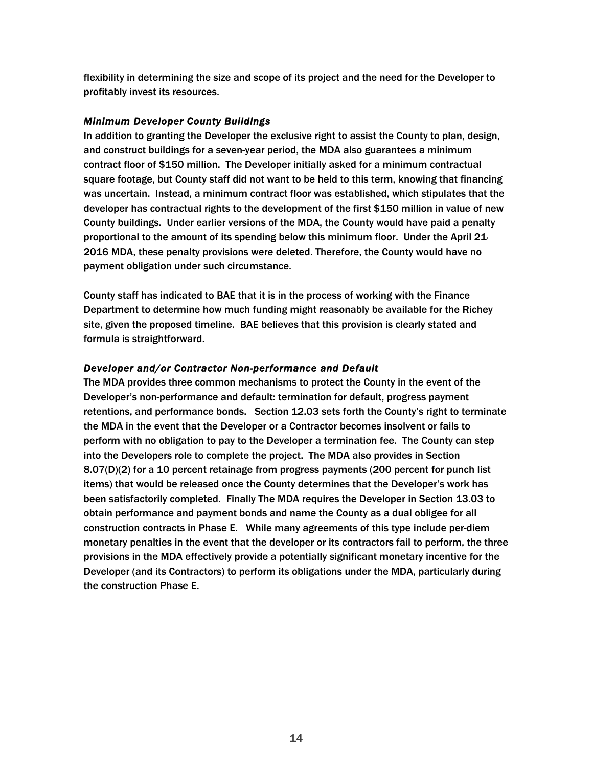flexibility in determining the size and scope of its project and the need for the Developer to profitably invest its resources.

### *Minimum Developer County Buildings*

In addition to granting the Developer the exclusive right to assist the County to plan, design, and construct buildings for a seven-year period, the MDA also guarantees a minimum contract floor of $150 million. The Developer initially asked for a minimum contractual square footage, but County staff did not want to be held to this term, knowing that financing was uncertain. Instead, a minimum contract floor was established, which stipulates that the developer has contractual rights to the development of the first $150 million in value of new County buildings. Under earlier versions of the MDA, the County would have paid a penalty proportional to the amount of its spending below this minimum floor. Under the April 21, 2016 MDA, these penalty provisions were deleted. Therefore, the County would have no payment obligation under such circumstance.

County staff has indicated to BAE that it is in the process of working with the Finance Department to determine how much funding might reasonably be available for the Richey site, given the proposed timeline. BAE believes that this provision is clearly stated and formula is straightforward.

### *Developer and/or Contractor Non-performance and Default*

The MDA provides three common mechanisms to protect the County in the event of the Developer's non-performance and default: termination for default, progress payment retentions, and performance bonds. Section 12.03 sets forth the County's right to terminate the MDA in the event that the Developer or a Contractor becomes insolvent or fails to perform with no obligation to pay to the Developer a termination fee. The County can step into the Developers role to complete the project. The MDA also provides in Section 8.07(D)(2) for a 10 percent retainage from progress payments (200 percent for punch list items) that would be released once the County determines that the Developer's work has been satisfactorily completed. Finally The MDA requires the Developer in Section 13.03 to obtain performance and payment bonds and name the County as a dual obligee for all construction contracts in Phase E. While many agreements of this type include per-diem monetary penalties in the event that the developer or its contractors fail to perform, the three provisions in the MDA effectively provide a potentially significant monetary incentive for the Developer (and its Contractors) to perform its obligations under the MDA, particularly during the construction Phase E.